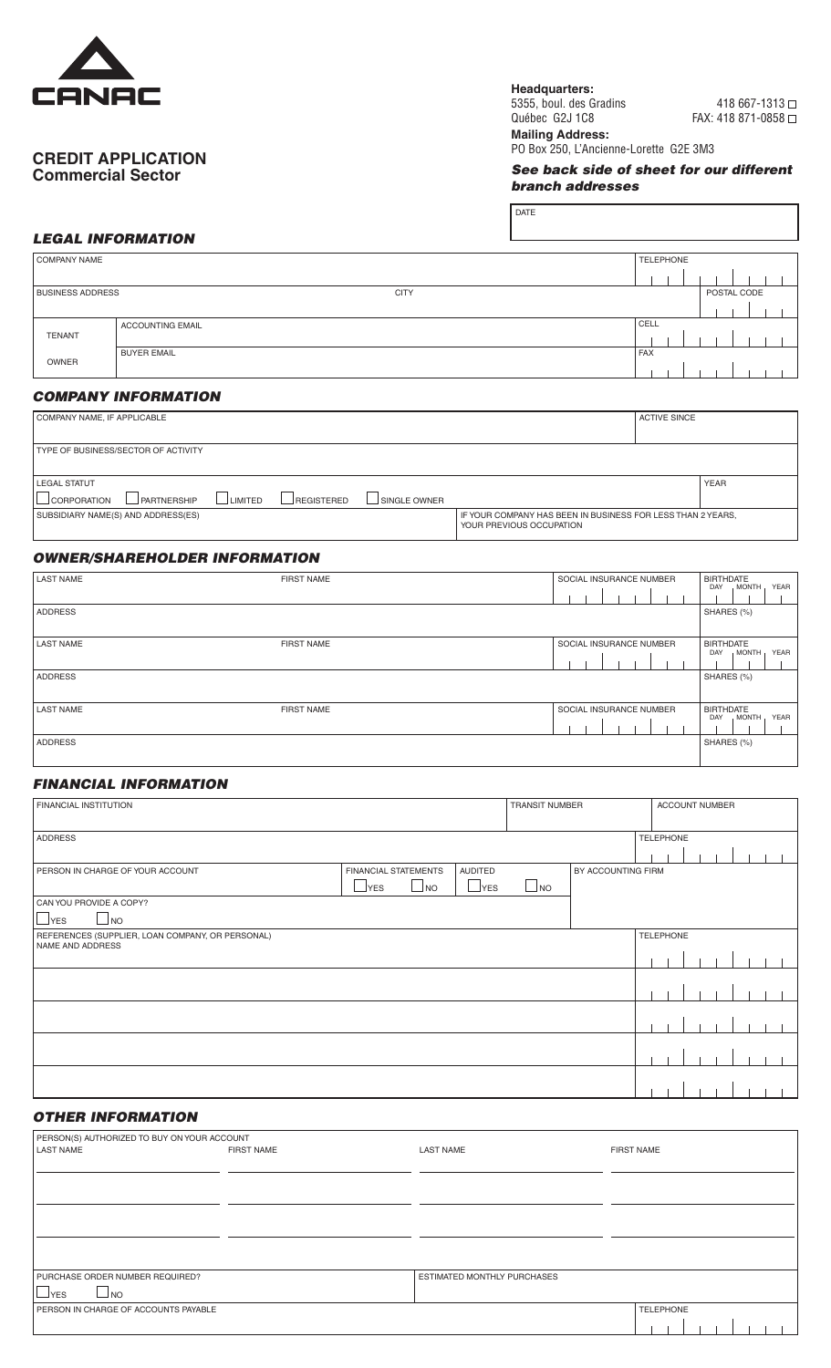CANAC

# CREDIT APPLICATION
## Commercial Sector

**Headquarters:**
5355, boul. des Gradins
Québec G2J 1C8
418 667-1313 ☐
FAX: 418 871-0858 ☐

**Mailing Address:**
PO Box 250, L'Ancienne-Lorette G2E 3M3

***See back side of sheet for our different branch addresses***

DATE

### *LEGAL INFORMATION*

| COMPANY NAME | | | TELEPHONE |
|---|---|---|---|
| BUSINESS ADDRESS | | CITY | POSTAL CODE |
| TENANT | ACCOUNTING EMAIL | | CELL |
| OWNER | BUYER EMAIL | | FAX |

### *COMPANY INFORMATION*

| COMPANY NAME, IF APPLICABLE | | ACTIVE SINCE |
|---|---|---|
| TYPE OF BUSINESS/SECTOR OF ACTIVITY | | |
| LEGAL STATUT<br>☐ CORPORATION ☐ PARTNERSHIP ☐ LIMITED ☐ REGISTERED ☐ SINGLE OWNER | | YEAR |
| SUBSIDIARY NAME(S) AND ADDRESS(ES) | IF YOUR COMPANY HAS BEEN IN BUSINESS FOR LESS THAN 2 YEARS, YOUR PREVIOUS OCCUPATION | |

### *OWNER/SHAREHOLDER INFORMATION*

| LAST NAME | FIRST NAME | SOCIAL INSURANCE NUMBER | BIRTHDATE DAY MONTH YEAR |
|---|---|---|---|
| ADDRESS | | | SHARES (%) |
| LAST NAME | FIRST NAME | SOCIAL INSURANCE NUMBER | BIRTHDATE DAY MONTH YEAR |
| ADDRESS | | | SHARES (%) |
| LAST NAME | FIRST NAME | SOCIAL INSURANCE NUMBER | BIRTHDATE DAY MONTH YEAR |
| ADDRESS | | | SHARES (%) |

### *FINANCIAL INFORMATION*

| FINANCIAL INSTITUTION | | | TRANSIT NUMBER | ACCOUNT NUMBER |
|---|---|---|---|---|
| ADDRESS | | | | TELEPHONE |
| PERSON IN CHARGE OF YOUR ACCOUNT | FINANCIAL STATEMENTS<br>☐ YES ☐ NO | AUDITED<br>☐ YES ☐ NO | BY ACCOUNTING FIRM | |
| CAN YOU PROVIDE A COPY?<br>☐ YES ☐ NO | | | | |
| REFERENCES (SUPPLIER, LOAN COMPANY, OR PERSONAL)<br>NAME AND ADDRESS | | | | TELEPHONE |
| | | | | |
| | | | | |
| | | | | |
| | | | | |

### *OTHER INFORMATION*

PERSON(S) AUTHORIZED TO BUY ON YOUR ACCOUNT

| LAST NAME | FIRST NAME | LAST NAME | FIRST NAME |
|---|---|---|---|
| | | | |
| | | | |
| | | | |
| | | | |

| PURCHASE ORDER NUMBER REQUIRED?<br>☐ YES ☐ NO | ESTIMATED MONTHLY PURCHASES |
|---|---|
| PERSON IN CHARGE OF ACCOUNTS PAYABLE | TELEPHONE |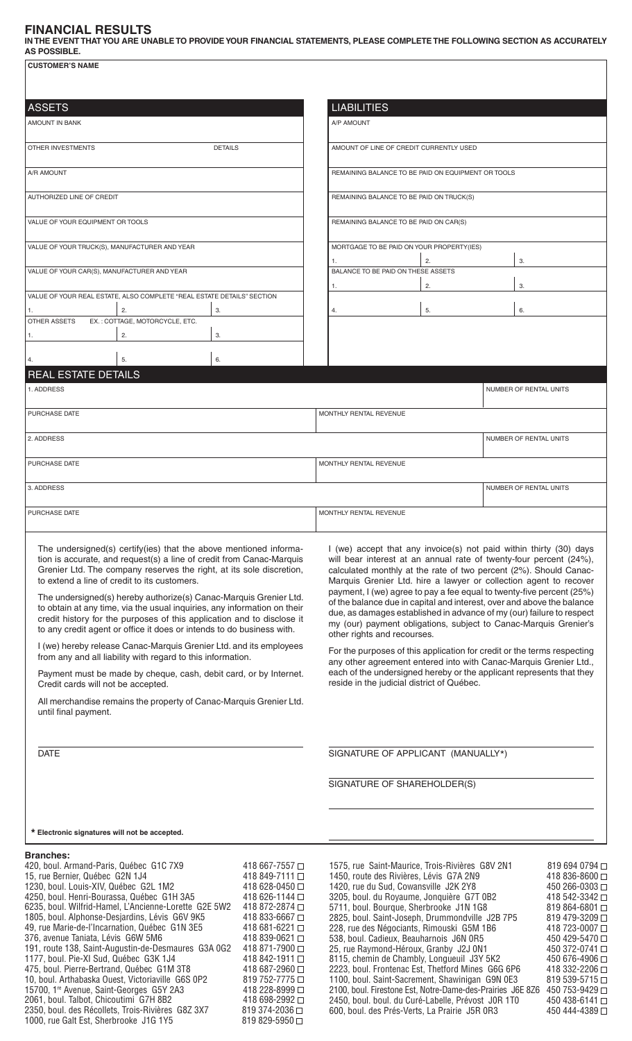# FINANCIAL RESULTS

**IN THE EVENT THAT YOU ARE UNABLE TO PROVIDE YOUR FINANCIAL STATEMENTS, PLEASE COMPLETE THE FOLLOWING SECTION AS ACCURATELY AS POSSIBLE.**

**CUSTOMER'S NAME**

## ASSETS

| | |
|---|---|
| AMOUNT IN BANK | |
| OTHER INVESTMENTS | DETAILS |
| A/R AMOUNT | |
| AUTHORIZED LINE OF CREDIT | |
| VALUE OF YOUR EQUIPMENT OR TOOLS | |
| VALUE OF YOUR TRUCK(S), MANUFACTURER AND YEAR | |
| VALUE OF YOUR CAR(S), MANUFACTURER AND YEAR | |

VALUE OF YOUR REAL ESTATE, ALSO COMPLETE "REAL ESTATE DETAILS" SECTION

| | | |
|---|---|---|
| 1. | 2. | 3. |

OTHER ASSETS EX. : COTTAGE, MOTORCYCLE, ETC.

| | | |
|---|---|---|
| 1. | 2. | 3. |
| 4. | 5. | 6. |

## LIABILITIES

| |
|---|
| A/P AMOUNT |
| AMOUNT OF LINE OF CREDIT CURRENTLY USED |
| REMAINING BALANCE TO BE PAID ON EQUIPMENT OR TOOLS |
| REMAINING BALANCE TO BE PAID ON TRUCK(S) |
| REMAINING BALANCE TO BE PAID ON CAR(S) |

MORTGAGE TO BE PAID ON YOUR PROPERTY(IES)

| | | |
|---|---|---|
| 1. | 2. | 3. |

BALANCE TO BE PAID ON THESE ASSETS

| | | |
|---|---|---|
| 1. | 2. | 3. |
| 4. | 5. | 6. |

## REAL ESTATE DETAILS

| | |
|---|---|
| 1. ADDRESS | NUMBER OF RENTAL UNITS |
| PURCHASE DATE | MONTHLY RENTAL REVENUE |
| 2. ADDRESS | NUMBER OF RENTAL UNITS |
| PURCHASE DATE | MONTHLY RENTAL REVENUE |
| 3. ADDRESS | NUMBER OF RENTAL UNITS |
| PURCHASE DATE | MONTHLY RENTAL REVENUE |

The undersigned(s) certify(ies) that the above mentioned information is accurate, and request(s) a line of credit from Canac-Marquis Grenier Ltd. The company reserves the right, at its sole discretion, to extend a line of credit to its customers.

The undersigned(s) hereby authorize(s) Canac-Marquis Grenier Ltd. to obtain at any time, via the usual inquiries, any information on their credit history for the purposes of this application and to disclose it to any credit agent or office it does or intends to do business with.

I (we) hereby release Canac-Marquis Grenier Ltd. and its employees from any and all liability with regard to this information.

Payment must be made by cheque, cash, debit card, or by Internet. Credit cards will not be accepted.

All merchandise remains the property of Canac-Marquis Grenier Ltd. until final payment.

I (we) accept that any invoice(s) not paid within thirty (30) days will bear interest at an annual rate of twenty-four percent (24%), calculated monthly at the rate of two percent (2%). Should Canac-Marquis Grenier Ltd. hire a lawyer or collection agent to recover payment, I (we) agree to pay a fee equal to twenty-five percent (25%) of the balance due in capital and interest, over and above the balance due, as damages established in advance of my (our) failure to respect my (our) payment obligations, subject to Canac-Marquis Grenier's other rights and recourses.

For the purposes of this application for credit or the terms respecting any other agreement entered into with Canac-Marquis Grenier Ltd., each of the undersigned hereby or the applicant represents that they reside in the judicial district of Québec.

DATE

SIGNATURE OF APPLICANT (MANUALLY*)

SIGNATURE OF SHAREHOLDER(S)

**\* Electronic signatures will not be accepted.**

**Branches:**

420, boul. Armand-Paris, Québec G1C 7X9 — 418 667-7557 ☐
15, rue Bernier, Québec G2N 1J4 — 418 849-7111 ☐
1230, boul. Louis-XIV, Québec G2L 1M2 — 418 628-0450 ☐
4250, boul. Henri-Bourassa, Québec G1H 3A5 — 418 626-1144 ☐
6235, boul. Wilfrid-Hamel, L'Ancienne-Lorette G2E 5W2 — 418 872-2874 ☐
1805, boul. Alphonse-Desjardins, Lévis G6V 9K5 — 418 833-6667 ☐
49, rue Marie-de-l'Incarnation, Québec G1N 3E5 — 418 681-6221 ☐
376, avenue Taniata, Lévis G6W 5M6 — 418 839-0621 ☐
191, route 138, Saint-Augustin-de-Desmaures G3A 0G2 — 418 871-7900 ☐
1177, boul. Pie-XI Sud, Québec G3K 1J4 — 418 842-1911 ☐
475, boul. Pierre-Bertrand, Québec G1M 3T8 — 418 687-2960 ☐
10, boul. Arthabaska Ouest, Victoriaville G6S 0P2 — 819 752-7775 ☐
15700, 1re Avenue, Saint-Georges G5Y 2A3 — 418 228-8999 ☐
2061, boul. Talbot, Chicoutimi G7H 8B2 — 418 698-2992 ☐
2350, boul. des Récollets, Trois-Rivières G8Z 3X7 — 819 374-2036 ☐
1000, rue Galt Est, Sherbrooke J1G 1Y5 — 819 829-5950 ☐
1575, rue Saint-Maurice, Trois-Rivières G8V 2N1 — 819 694 0794 ☐
1450, route des Rivières, Lévis G7A 2N9 — 418 836-8600 ☐
1420, rue du Sud, Cowansville J2K 2Y8 — 450 266-0303 ☐
3205, boul. du Royaume, Jonquière G7T 0B2 — 418 542-3342 ☐
5711, boul. Bourque, Sherbrooke J1N 1G8 — 819 864-6801 ☐
2825, boul. Saint-Joseph, Drummondville J2B 7P5 — 819 479-3209 ☐
228, rue des Négociants, Rimouski G5M 1B6 — 418 723-0007 ☐
538, boul. Cadieux, Beauharnois J6N 0R5 — 450 429-5470 ☐
25, rue Raymond-Héroux, Granby J2J 0N1 — 450 372-0741 ☐
8115, chemin de Chambly, Longueuil J3Y 5K2 — 450 676-4906 ☐
2223, boul. Frontenac Est, Thetford Mines G6G 6P6 — 418 332-2206 ☐
1100, boul. Saint-Sacrement, Shawinigan G9N 0E3 — 819 539-5715 ☐
2100, boul. Firestone Est, Notre-Dame-des-Prairies J6E 8Z6 — 450 753-9429 ☐
2450, boul. boul. du Curé-Labelle, Prévost J0R 1T0 — 450 438-6141 ☐
600, boul. des Prés-Verts, La Prairie J5R 0R3 — 450 444-4389 ☐